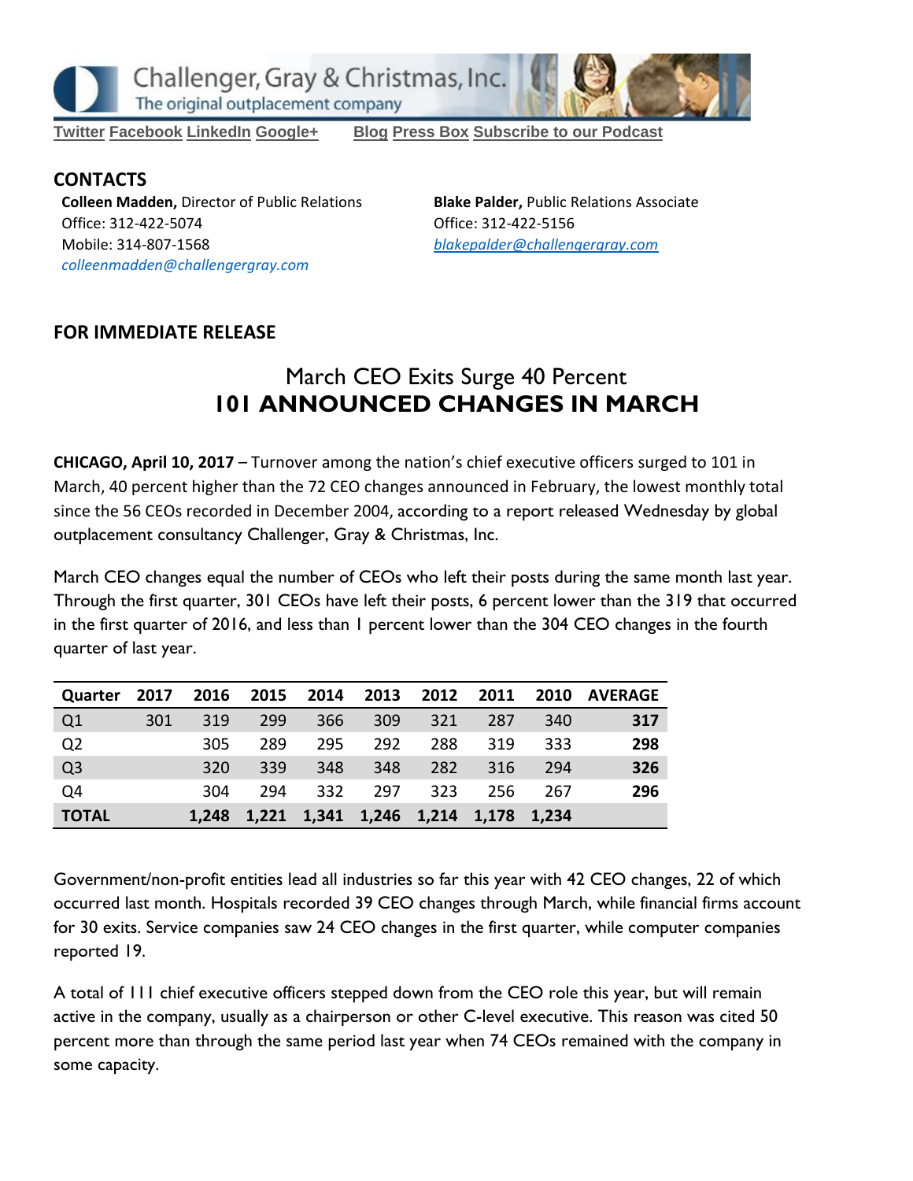Challenger, Gray & Christmas, Inc.
The original outplacement company

Twitter Facebook LinkedIn Google+ Blog Press Box Subscribe to our Podcast

## CONTACTS

**Colleen Madden,** Director of Public Relations
Office: 312-422-5074
Mobile: 314-807-1568
*colleenmadden@challengergray.com*

**Blake Palder,** Public Relations Associate
Office: 312-422-5156
*blakepalder@challengergray.com*

## FOR IMMEDIATE RELEASE

# March CEO Exits Surge 40 Percent
# 101 ANNOUNCED CHANGES IN MARCH

**CHICAGO, April 10, 2017** – Turnover among the nation's chief executive officers surged to 101 in March, 40 percent higher than the 72 CEO changes announced in February, the lowest monthly total since the 56 CEOs recorded in December 2004, according to a report released Wednesday by global outplacement consultancy Challenger, Gray & Christmas, Inc.

March CEO changes equal the number of CEOs who left their posts during the same month last year. Through the first quarter, 301 CEOs have left their posts, 6 percent lower than the 319 that occurred in the first quarter of 2016, and less than 1 percent lower than the 304 CEO changes in the fourth quarter of last year.

| Quarter | 2017 | 2016 | 2015 | 2014 | 2013 | 2012 | 2011 | 2010 | AVERAGE |
|---|---|---|---|---|---|---|---|---|---|
| Q1 | 301 | 319 | 299 | 366 | 309 | 321 | 287 | 340 | **317** |
| Q2 | | 305 | 289 | 295 | 292 | 288 | 319 | 333 | **298** |
| Q3 | | 320 | 339 | 348 | 348 | 282 | 316 | 294 | **326** |
| Q4 | | 304 | 294 | 332 | 297 | 323 | 256 | 267 | **296** |
| **TOTAL** | | **1,248** | **1,221** | **1,341** | **1,246** | **1,214** | **1,178** | **1,234** | |

Government/non-profit entities lead all industries so far this year with 42 CEO changes, 22 of which occurred last month. Hospitals recorded 39 CEO changes through March, while financial firms account for 30 exits. Service companies saw 24 CEO changes in the first quarter, while computer companies reported 19.

A total of 111 chief executive officers stepped down from the CEO role this year, but will remain active in the company, usually as a chairperson or other C-level executive. This reason was cited 50 percent more than through the same period last year when 74 CEOs remained with the company in some capacity.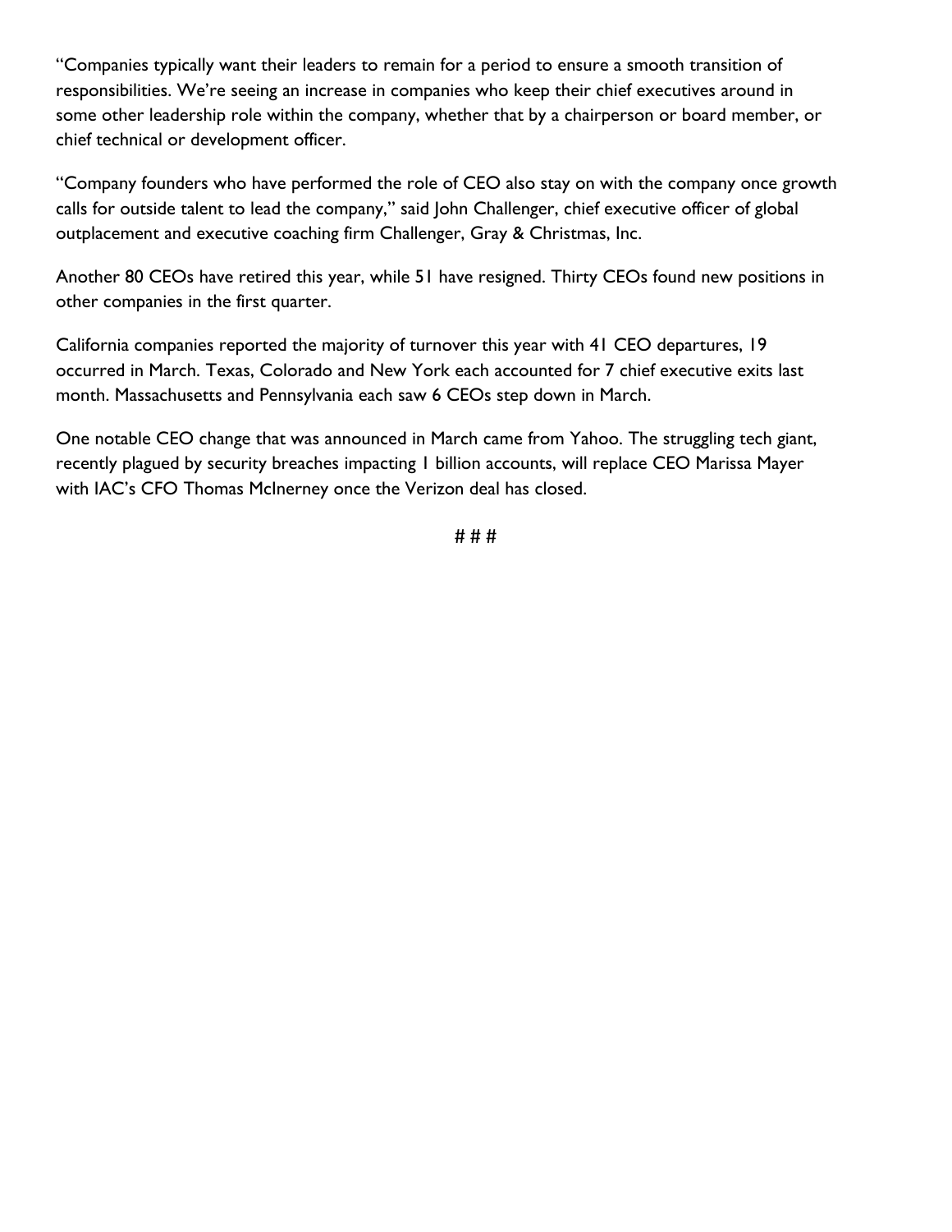"Companies typically want their leaders to remain for a period to ensure a smooth transition of responsibilities. We're seeing an increase in companies who keep their chief executives around in some other leadership role within the company, whether that by a chairperson or board member, or chief technical or development officer.

"Company founders who have performed the role of CEO also stay on with the company once growth calls for outside talent to lead the company," said John Challenger, chief executive officer of global outplacement and executive coaching firm Challenger, Gray & Christmas, Inc.

Another 80 CEOs have retired this year, while 51 have resigned. Thirty CEOs found new positions in other companies in the first quarter.

California companies reported the majority of turnover this year with 41 CEO departures, 19 occurred in March. Texas, Colorado and New York each accounted for 7 chief executive exits last month. Massachusetts and Pennsylvania each saw 6 CEOs step down in March.

One notable CEO change that was announced in March came from Yahoo. The struggling tech giant, recently plagued by security breaches impacting 1 billion accounts, will replace CEO Marissa Mayer with IAC's CFO Thomas McInerney once the Verizon deal has closed.

# # #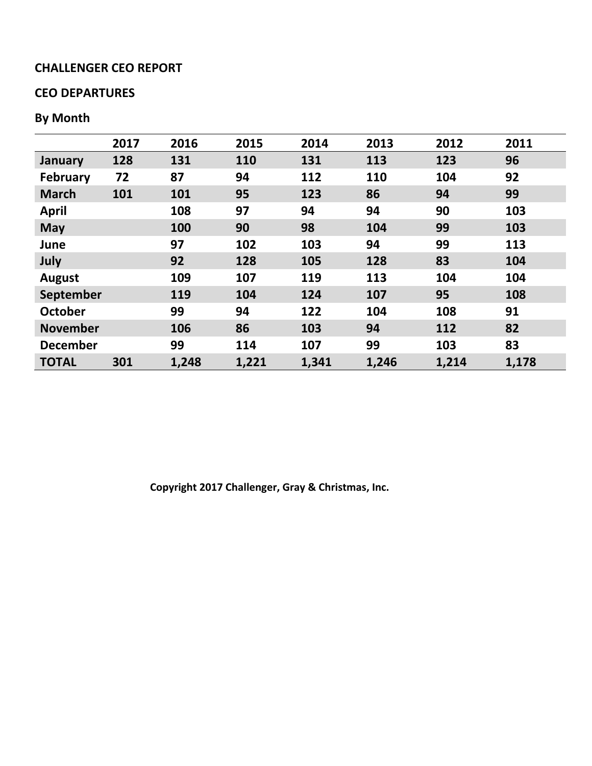**CHALLENGER CEO REPORT**

**CEO DEPARTURES**

**By Month**

| | 2017 | 2016 | 2015 | 2014 | 2013 | 2012 | 2011 |
|---|---|---|---|---|---|---|---|
| January | 128 | 131 | 110 | 131 | 113 | 123 | 96 |
| February | 72 | 87 | 94 | 112 | 110 | 104 | 92 |
| March | 101 | 101 | 95 | 123 | 86 | 94 | 99 |
| April | | 108 | 97 | 94 | 94 | 90 | 103 |
| May | | 100 | 90 | 98 | 104 | 99 | 103 |
| June | | 97 | 102 | 103 | 94 | 99 | 113 |
| July | | 92 | 128 | 105 | 128 | 83 | 104 |
| August | | 109 | 107 | 119 | 113 | 104 | 104 |
| September | | 119 | 104 | 124 | 107 | 95 | 108 |
| October | | 99 | 94 | 122 | 104 | 108 | 91 |
| November | | 106 | 86 | 103 | 94 | 112 | 82 |
| December | | 99 | 114 | 107 | 99 | 103 | 83 |
| TOTAL | 301 | 1,248 | 1,221 | 1,341 | 1,246 | 1,214 | 1,178 |

**Copyright 2017 Challenger, Gray & Christmas, Inc.**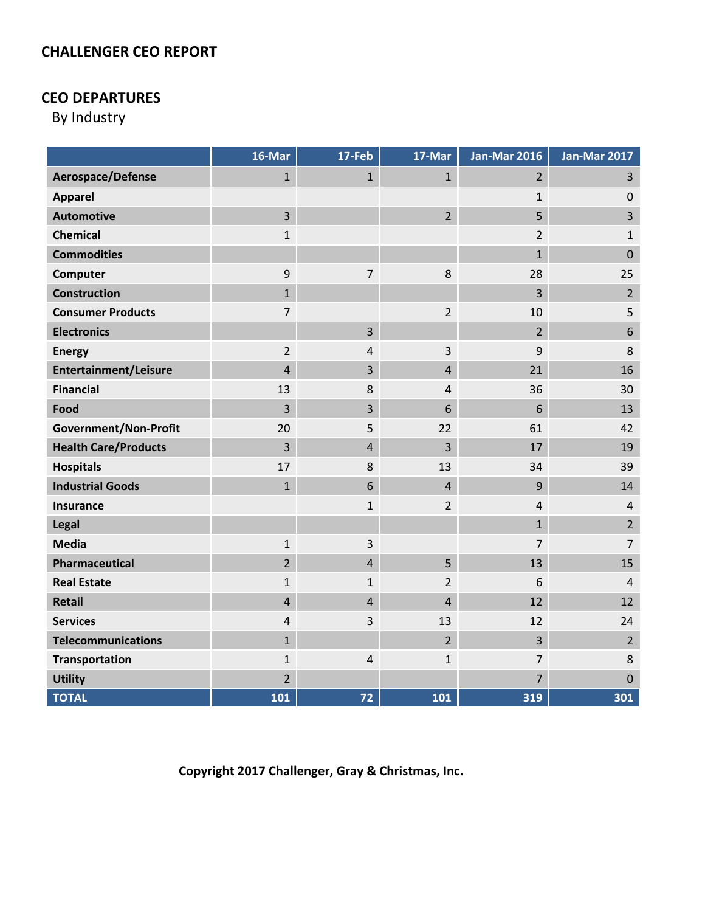## CHALLENGER CEO REPORT

## CEO DEPARTURES

By Industry

| | 16-Mar | 17-Feb | 17-Mar | Jan-Mar 2016 | Jan-Mar 2017 |
|---|---|---|---|---|---|
| **Aerospace/Defense** | 1 | 1 | 1 | 2 | 3 |
| **Apparel** | | | | 1 | 0 |
| **Automotive** | 3 | | 2 | 5 | 3 |
| **Chemical** | 1 | | | 2 | 1 |
| **Commodities** | | | | 1 | 0 |
| **Computer** | 9 | 7 | 8 | 28 | 25 |
| **Construction** | 1 | | | 3 | 2 |
| **Consumer Products** | 7 | | 2 | 10 | 5 |
| **Electronics** | | 3 | | 2 | 6 |
| **Energy** | 2 | 4 | 3 | 9 | 8 |
| **Entertainment/Leisure** | 4 | 3 | 4 | 21 | 16 |
| **Financial** | 13 | 8 | 4 | 36 | 30 |
| **Food** | 3 | 3 | 6 | 6 | 13 |
| **Government/Non-Profit** | 20 | 5 | 22 | 61 | 42 |
| **Health Care/Products** | 3 | 4 | 3 | 17 | 19 |
| **Hospitals** | 17 | 8 | 13 | 34 | 39 |
| **Industrial Goods** | 1 | 6 | 4 | 9 | 14 |
| **Insurance** | | 1 | 2 | 4 | 4 |
| **Legal** | | | | 1 | 2 |
| **Media** | 1 | 3 | | 7 | 7 |
| **Pharmaceutical** | 2 | 4 | 5 | 13 | 15 |
| **Real Estate** | 1 | 1 | 2 | 6 | 4 |
| **Retail** | 4 | 4 | 4 | 12 | 12 |
| **Services** | 4 | 3 | 13 | 12 | 24 |
| **Telecommunications** | 1 | | 2 | 3 | 2 |
| **Transportation** | 1 | 4 | 1 | 7 | 8 |
| **Utility** | 2 | | | 7 | 0 |
| **TOTAL** | **101** | **72** | **101** | **319** | **301** |

**Copyright 2017 Challenger, Gray & Christmas, Inc.**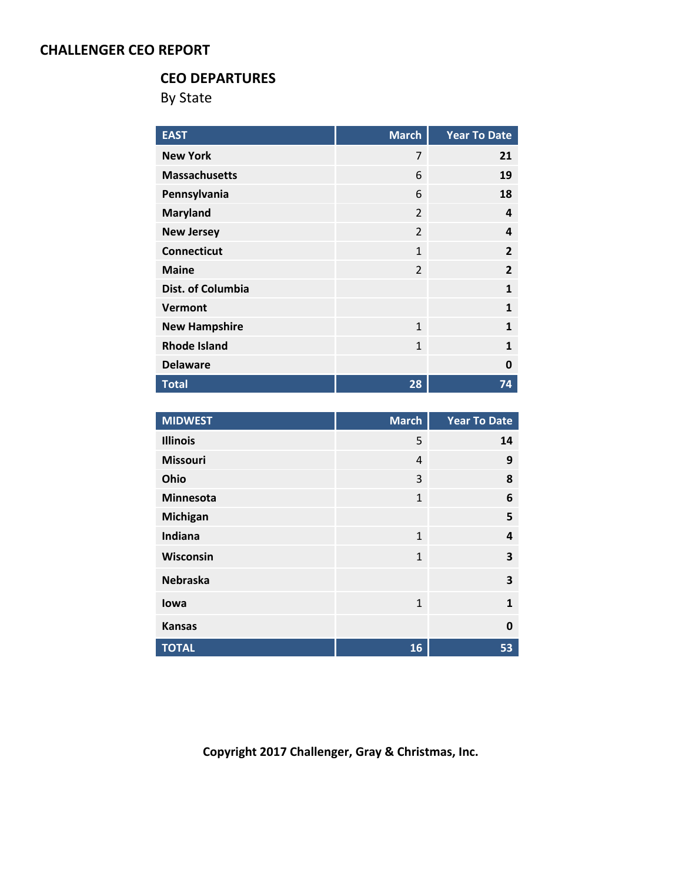# CHALLENGER CEO REPORT

## CEO DEPARTURES

By State

| EAST | March | Year To Date |
|---|---|---|
| New York | 7 | **21** |
| Massachusetts | 6 | **19** |
| Pennsylvania | 6 | **18** |
| Maryland | 2 | **4** |
| New Jersey | 2 | **4** |
| Connecticut | 1 | **2** |
| Maine | 2 | **2** |
| Dist. of Columbia | | **1** |
| Vermont | | **1** |
| New Hampshire | 1 | **1** |
| Rhode Island | 1 | **1** |
| Delaware | | **0** |
| **Total** | **28** | **74** |

| MIDWEST | March | Year To Date |
|---|---|---|
| Illinois | 5 | **14** |
| Missouri | 4 | **9** |
| Ohio | 3 | **8** |
| Minnesota | 1 | **6** |
| Michigan | | **5** |
| Indiana | 1 | **4** |
| Wisconsin | 1 | **3** |
| Nebraska | | **3** |
| Iowa | 1 | **1** |
| Kansas | | **0** |
| **TOTAL** | **16** | **53** |

**Copyright 2017 Challenger, Gray & Christmas, Inc.**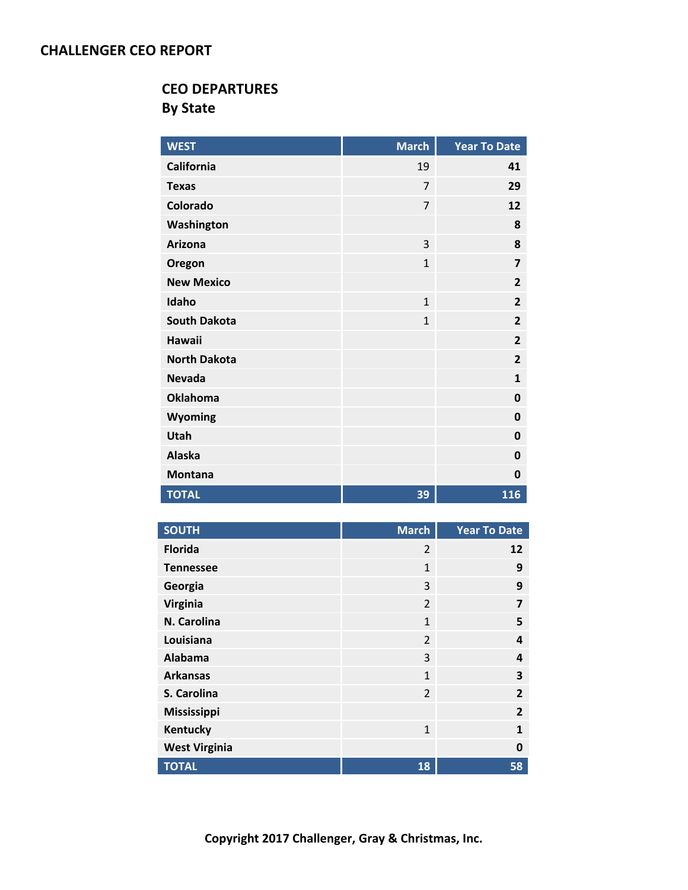# CHALLENGER CEO REPORT

## CEO DEPARTURES
## By State

| WEST | March | Year To Date |
|---|---|---|
| California | 19 | 41 |
| Texas | 7 | 29 |
| Colorado | 7 | 12 |
| Washington | | 8 |
| Arizona | 3 | 8 |
| Oregon | 1 | 7 |
| New Mexico | | 2 |
| Idaho | 1 | 2 |
| South Dakota | 1 | 2 |
| Hawaii | | 2 |
| North Dakota | | 2 |
| Nevada | | 1 |
| Oklahoma | | 0 |
| Wyoming | | 0 |
| Utah | | 0 |
| Alaska | | 0 |
| Montana | | 0 |
| TOTAL | 39 | 116 |

| SOUTH | March | Year To Date |
|---|---|---|
| Florida | 2 | 12 |
| Tennessee | 1 | 9 |
| Georgia | 3 | 9 |
| Virginia | 2 | 7 |
| N. Carolina | 1 | 5 |
| Louisiana | 2 | 4 |
| Alabama | 3 | 4 |
| Arkansas | 1 | 3 |
| S. Carolina | 2 | 2 |
| Mississippi | | 2 |
| Kentucky | 1 | 1 |
| West Virginia | | 0 |
| TOTAL | 18 | 58 |

**Copyright 2017 Challenger, Gray & Christmas, Inc.**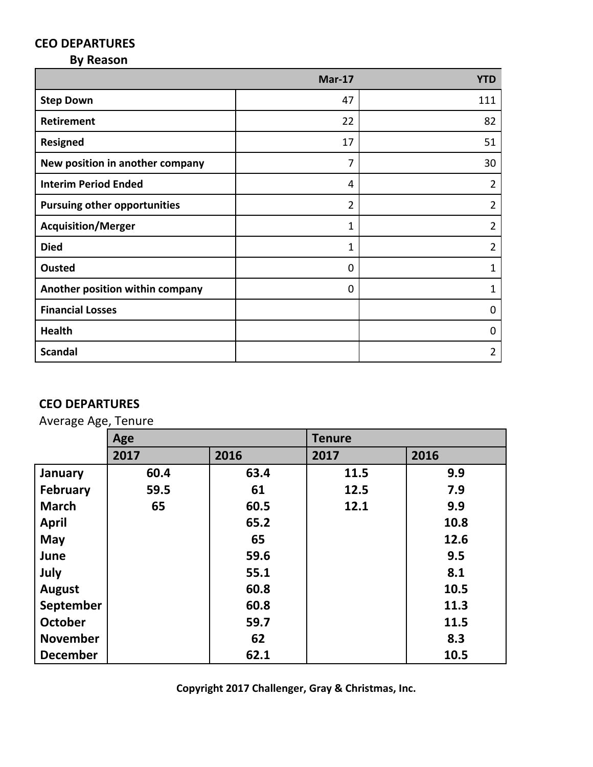**CEO DEPARTURES**

**By Reason**

| | Mar-17 | YTD |
|---|---|---|
| **Step Down** | 47 | 111 |
| **Retirement** | 22 | 82 |
| **Resigned** | 17 | 51 |
| **New position in another company** | 7 | 30 |
| **Interim Period Ended** | 4 | 2 |
| **Pursuing other opportunities** | 2 | 2 |
| **Acquisition/Merger** | 1 | 2 |
| **Died** | 1 | 2 |
| **Ousted** | 0 | 1 |
| **Another position within company** | 0 | 1 |
| **Financial Losses** | | 0 |
| **Health** | | 0 |
| **Scandal** | | 2 |

**CEO DEPARTURES**

Average Age, Tenure

| | Age | | Tenure | |
|---|---|---|---|---|
| | 2017 | 2016 | 2017 | 2016 |
| **January** | 60.4 | 63.4 | 11.5 | 9.9 |
| **February** | 59.5 | 61 | 12.5 | 7.9 |
| **March** | 65 | 60.5 | 12.1 | 9.9 |
| **April** | | 65.2 | | 10.8 |
| **May** | | 65 | | 12.6 |
| **June** | | 59.6 | | 9.5 |
| **July** | | 55.1 | | 8.1 |
| **August** | | 60.8 | | 10.5 |
| **September** | | 60.8 | | 11.3 |
| **October** | | 59.7 | | 11.5 |
| **November** | | 62 | | 8.3 |
| **December** | | 62.1 | | 10.5 |

**Copyright 2017 Challenger, Gray & Christmas, Inc.**